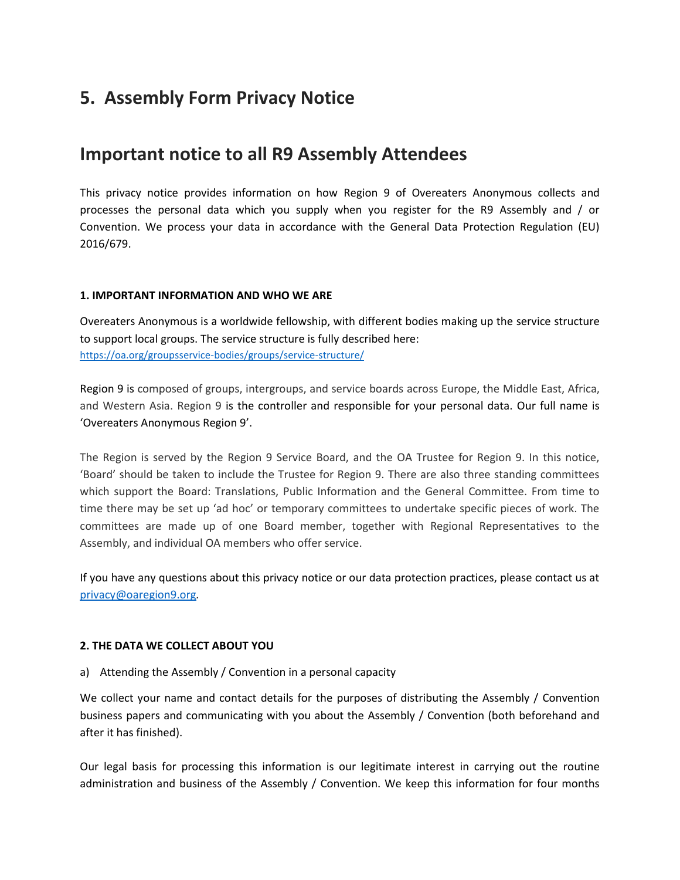# 5. Assembly Form Privacy Notice

# Important notice to all R9 Assembly Attendees

This privacy notice provides information on how Region 9 of Overeaters Anonymous collects and processes the personal data which you supply when you register for the R9 Assembly and / or Convention. We process your data in accordance with the General Data Protection Regulation (EU) 2016/679.

**1. IMPORTANT INFORMATION AND WHO WE ARE**

Overeaters Anonymous is a worldwide fellowship, with different bodies making up the service structure to support local groups. The service structure is fully described here: https://oa.org/groupsservice-bodies/groups/service-structure/

Region 9 is composed of groups, intergroups, and service boards across Europe, the Middle East, Africa, and Western Asia. Region 9 is the controller and responsible for your personal data. Our full name is 'Overeaters Anonymous Region 9'.

The Region is served by the Region 9 Service Board, and the OA Trustee for Region 9. In this notice, 'Board' should be taken to include the Trustee for Region 9. There are also three standing committees which support the Board: Translations, Public Information and the General Committee. From time to time there may be set up 'ad hoc' or temporary committees to undertake specific pieces of work. The committees are made up of one Board member, together with Regional Representatives to the Assembly, and individual OA members who offer service.

If you have any questions about this privacy notice or our data protection practices, please contact us at privacy@oaregion9.org.

**2. THE DATA WE COLLECT ABOUT YOU**

a) Attending the Assembly / Convention in a personal capacity

We collect your name and contact details for the purposes of distributing the Assembly / Convention business papers and communicating with you about the Assembly / Convention (both beforehand and after it has finished).

Our legal basis for processing this information is our legitimate interest in carrying out the routine administration and business of the Assembly / Convention. We keep this information for four months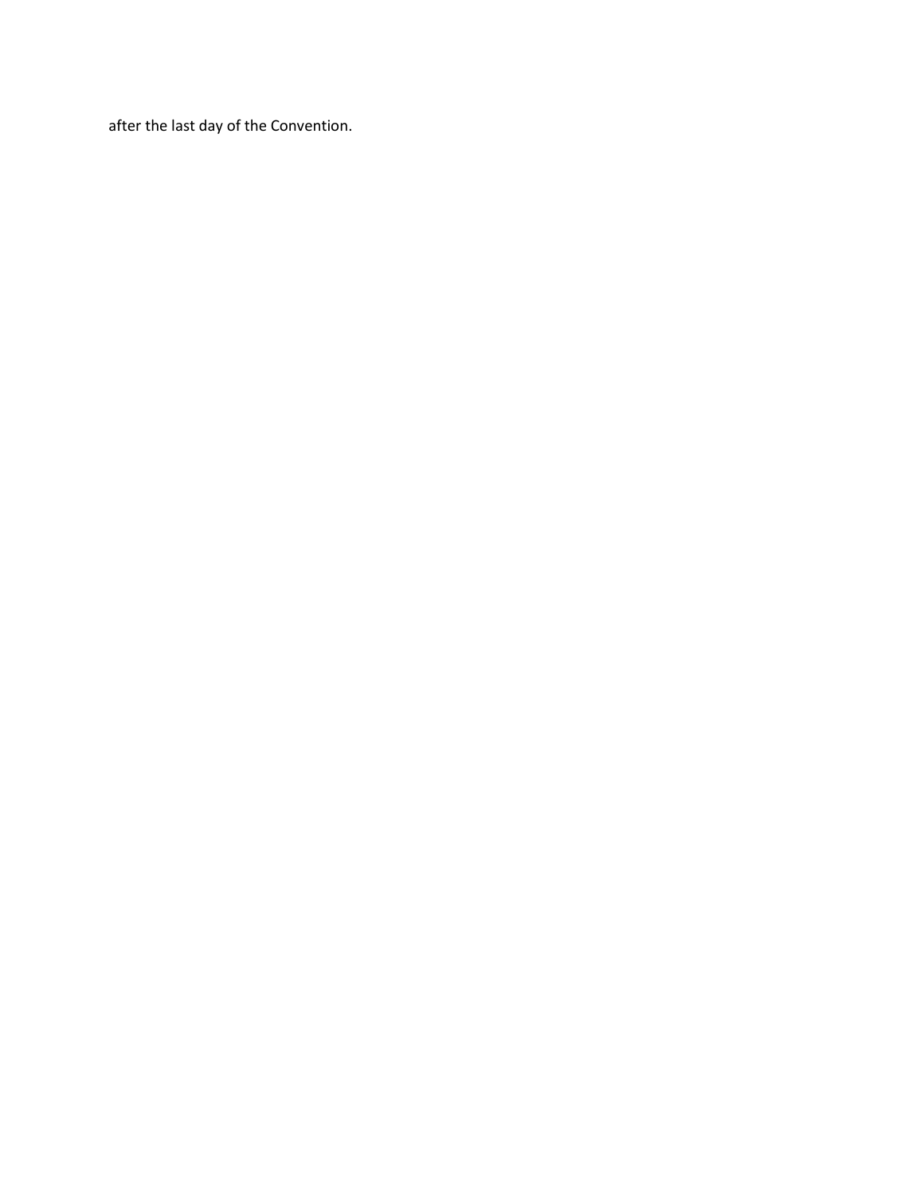after the last day of the Convention.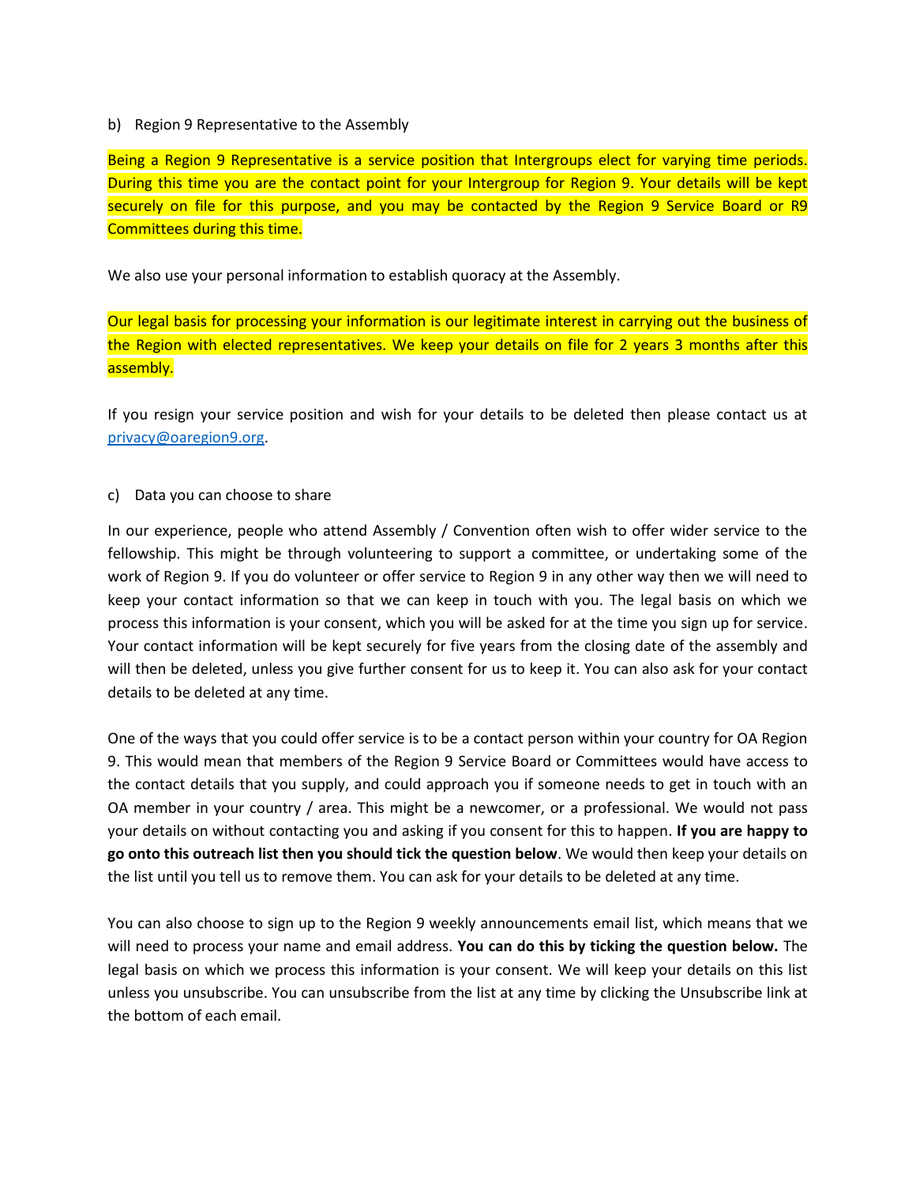b) Region 9 Representative to the Assembly

Being a Region 9 Representative is a service position that Intergroups elect for varying time periods. During this time you are the contact point for your Intergroup for Region 9. Your details will be kept securely on file for this purpose, and you may be contacted by the Region 9 Service Board or R9 Committees during this time.

We also use your personal information to establish quoracy at the Assembly.

Our legal basis for processing your information is our legitimate interest in carrying out the business of the Region with elected representatives. We keep your details on file for 2 years 3 months after this assembly.

If you resign your service position and wish for your details to be deleted then please contact us at [privacy@oaregion9.org](mailto:privacy@oaregion9.org).

c) Data you can choose to share

In our experience, people who attend Assembly / Convention often wish to offer wider service to the fellowship. This might be through volunteering to support a committee, or undertaking some of the work of Region 9. If you do volunteer or offer service to Region 9 in any other way then we will need to keep your contact information so that we can keep in touch with you. The legal basis on which we process this information is your consent, which you will be asked for at the time you sign up for service. Your contact information will be kept securely for five years from the closing date of the assembly and will then be deleted, unless you give further consent for us to keep it. You can also ask for your contact details to be deleted at any time.

One of the ways that you could offer service is to be a contact person within your country for OA Region 9. This would mean that members of the Region 9 Service Board or Committees would have access to the contact details that you supply, and could approach you if someone needs to get in touch with an OA member in your country / area. This might be a newcomer, or a professional. We would not pass your details on without contacting you and asking if you consent for this to happen. **If you are happy to go onto this outreach list then you should tick the question below**. We would then keep your details on the list until you tell us to remove them. You can ask for your details to be deleted at any time.

You can also choose to sign up to the Region 9 weekly announcements email list, which means that we will need to process your name and email address. **You can do this by ticking the question below.** The legal basis on which we process this information is your consent. We will keep your details on this list unless you unsubscribe. You can unsubscribe from the list at any time by clicking the Unsubscribe link at the bottom of each email.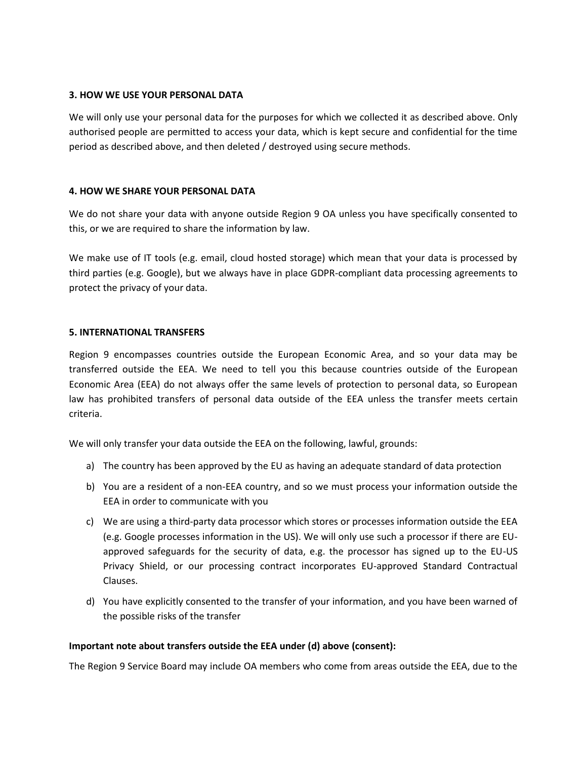**3. HOW WE USE YOUR PERSONAL DATA**

We will only use your personal data for the purposes for which we collected it as described above. Only authorised people are permitted to access your data, which is kept secure and confidential for the time period as described above, and then deleted / destroyed using secure methods.

**4. HOW WE SHARE YOUR PERSONAL DATA**

We do not share your data with anyone outside Region 9 OA unless you have specifically consented to this, or we are required to share the information by law.

We make use of IT tools (e.g. email, cloud hosted storage) which mean that your data is processed by third parties (e.g. Google), but we always have in place GDPR-compliant data processing agreements to protect the privacy of your data.

**5. INTERNATIONAL TRANSFERS**

Region 9 encompasses countries outside the European Economic Area, and so your data may be transferred outside the EEA. We need to tell you this because countries outside of the European Economic Area (EEA) do not always offer the same levels of protection to personal data, so European law has prohibited transfers of personal data outside of the EEA unless the transfer meets certain criteria.

We will only transfer your data outside the EEA on the following, lawful, grounds:

a) The country has been approved by the EU as having an adequate standard of data protection
b) You are a resident of a non-EEA country, and so we must process your information outside the EEA in order to communicate with you
c) We are using a third-party data processor which stores or processes information outside the EEA (e.g. Google processes information in the US). We will only use such a processor if there are EU-approved safeguards for the security of data, e.g. the processor has signed up to the EU-US Privacy Shield, or our processing contract incorporates EU-approved Standard Contractual Clauses.
d) You have explicitly consented to the transfer of your information, and you have been warned of the possible risks of the transfer

**Important note about transfers outside the EEA under (d) above (consent):**

The Region 9 Service Board may include OA members who come from areas outside the EEA, due to the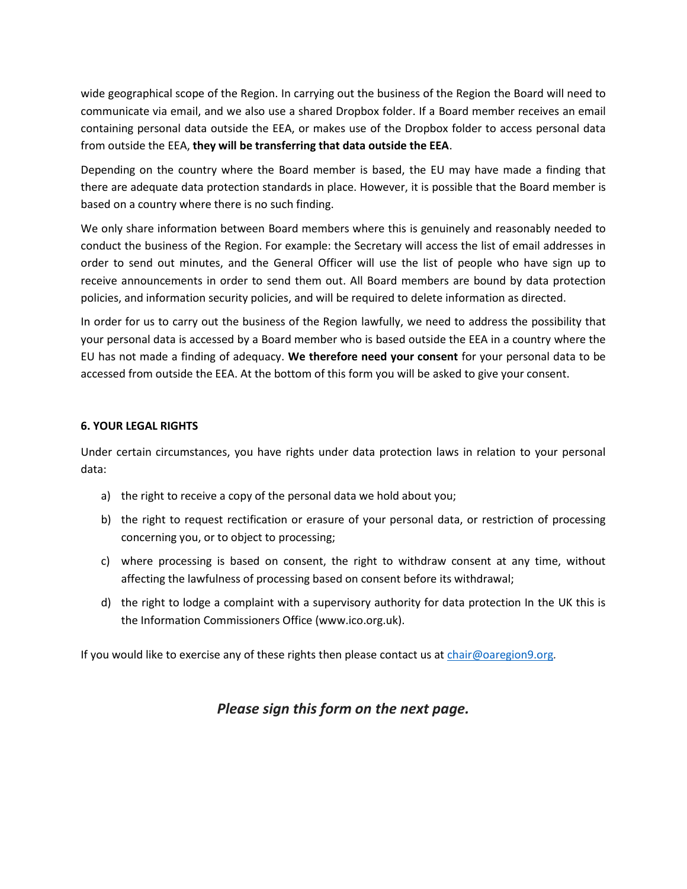wide geographical scope of the Region. In carrying out the business of the Region the Board will need to communicate via email, and we also use a shared Dropbox folder. If a Board member receives an email containing personal data outside the EEA, or makes use of the Dropbox folder to access personal data from outside the EEA, **they will be transferring that data outside the EEA**.

Depending on the country where the Board member is based, the EU may have made a finding that there are adequate data protection standards in place. However, it is possible that the Board member is based on a country where there is no such finding.

We only share information between Board members where this is genuinely and reasonably needed to conduct the business of the Region. For example: the Secretary will access the list of email addresses in order to send out minutes, and the General Officer will use the list of people who have sign up to receive announcements in order to send them out. All Board members are bound by data protection policies, and information security policies, and will be required to delete information as directed.

In order for us to carry out the business of the Region lawfully, we need to address the possibility that your personal data is accessed by a Board member who is based outside the EEA in a country where the EU has not made a finding of adequacy. **We therefore need your consent** for your personal data to be accessed from outside the EEA. At the bottom of this form you will be asked to give your consent.

**6. YOUR LEGAL RIGHTS**

Under certain circumstances, you have rights under data protection laws in relation to your personal data:

a) the right to receive a copy of the personal data we hold about you;

b) the right to request rectification or erasure of your personal data, or restriction of processing concerning you, or to object to processing;

c) where processing is based on consent, the right to withdraw consent at any time, without affecting the lawfulness of processing based on consent before its withdrawal;

d) the right to lodge a complaint with a supervisory authority for data protection In the UK this is the Information Commissioners Office (www.ico.org.uk).

If you would like to exercise any of these rights then please contact us at chair@oaregion9.org.

***Please sign this form on the next page.***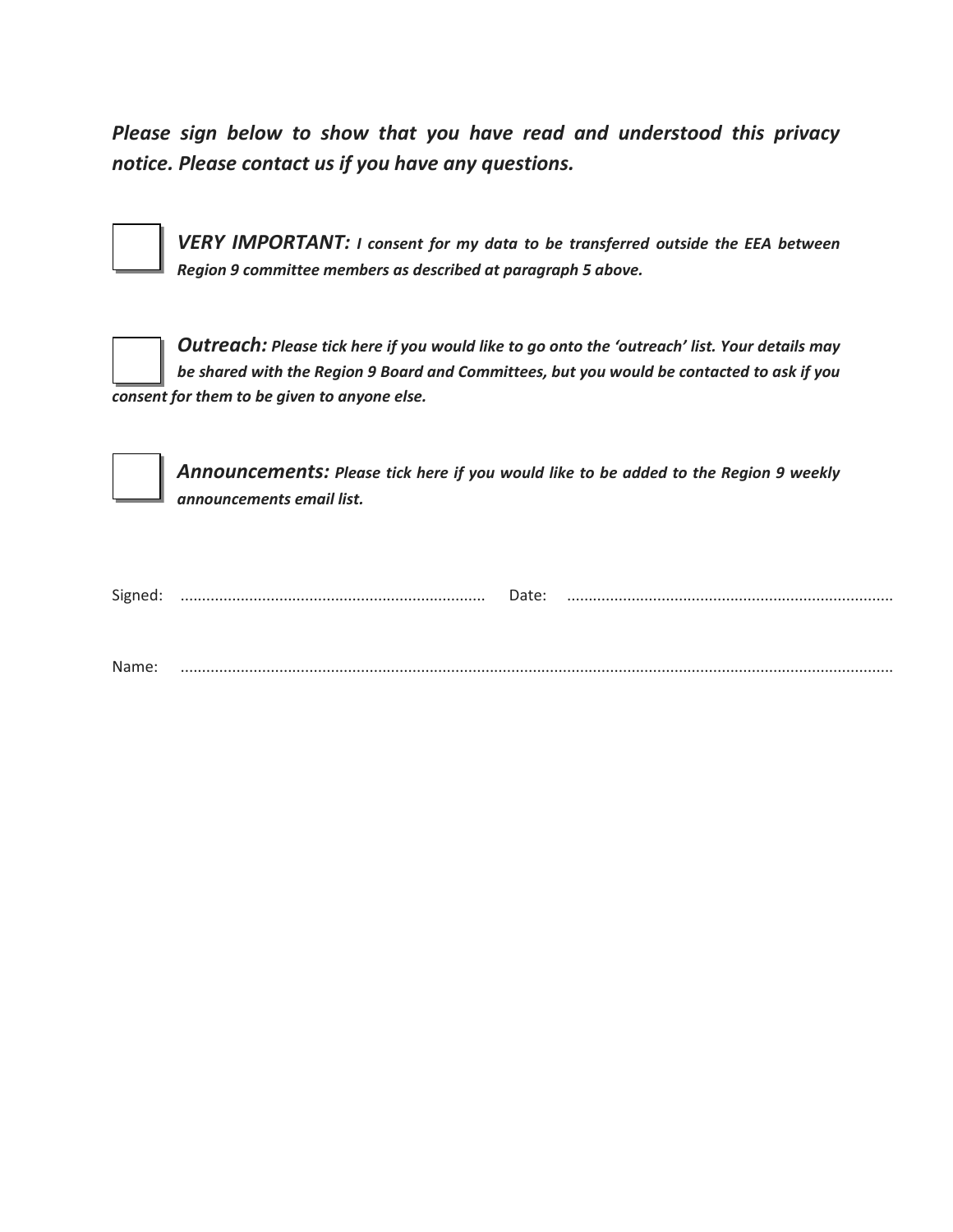*Please sign below to show that you have read and understood this privacy notice. Please contact us if you have any questions.*

☐ ***VERY IMPORTANT:*** ***I consent for my data to be transferred outside the EEA between Region 9 committee members as described at paragraph 5 above.***

☐ ***Outreach:*** ***Please tick here if you would like to go onto the 'outreach' list. Your details may be shared with the Region 9 Board and Committees, but you would be contacted to ask if you consent for them to be given to anyone else.***

☐ ***Announcements:*** ***Please tick here if you would like to be added to the Region 9 weekly announcements email list.***

Signed: ....................................................................... Date: ...........................................................................

Name: ....................................................................................................................................................................